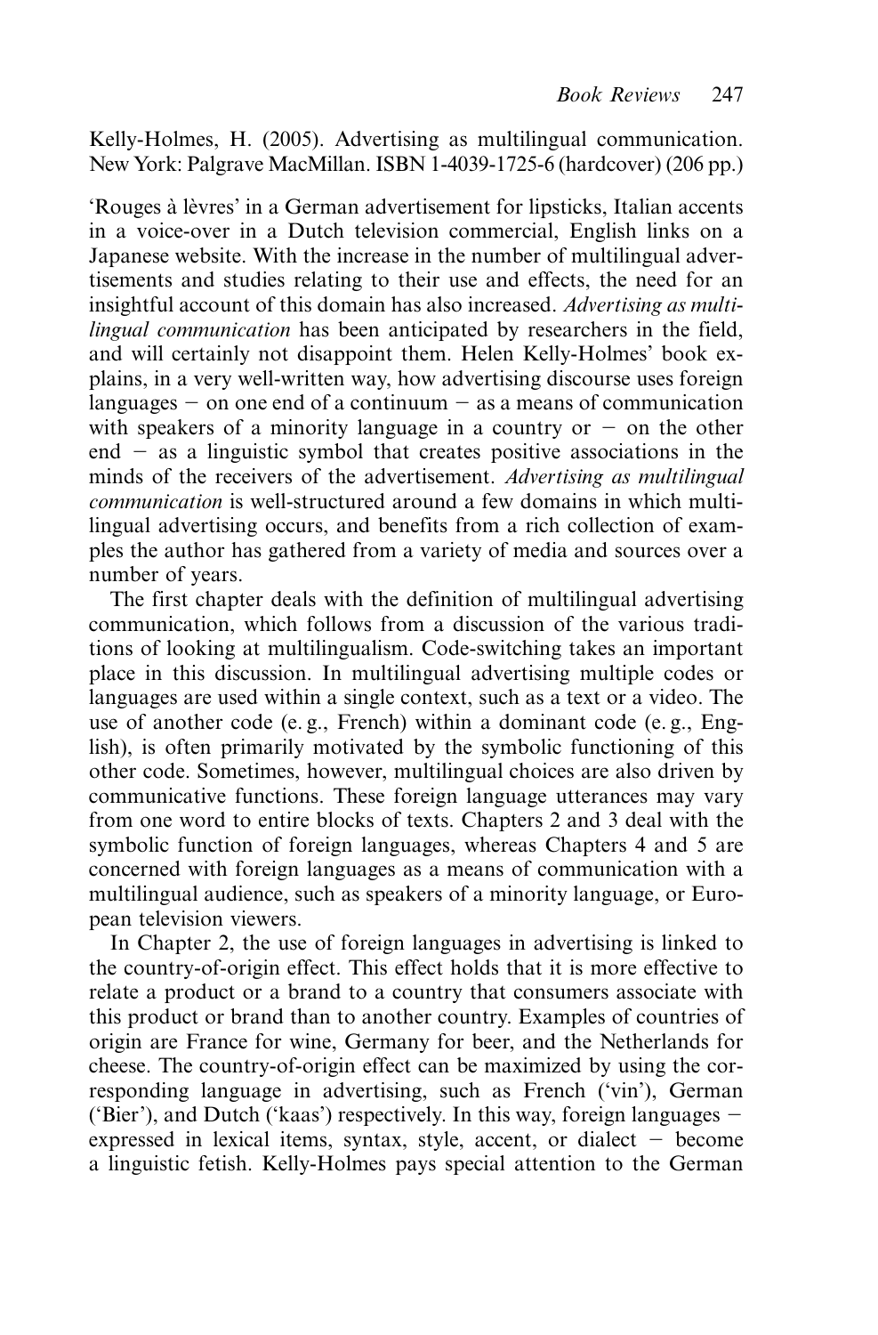Kelly-Holmes, H. (2005). Advertising as multilingual communication. New York: Palgrave MacMillan. ISBN 1-4039-1725-6 (hardcover) (206 pp.)

'Rouges à lèvres' in a German advertisement for lipsticks, Italian accents in a voice-over in a Dutch television commercial, English links on a Japanese website. With the increase in the number of multilingual advertisements and studies relating to their use and effects, the need for an insightful account of this domain has also increased. *Advertising as multilingual communication* has been anticipated by researchers in the field, and will certainly not disappoint them. Helen Kelly-Holmes' book explains, in a very well-written way, how advertising discourse uses foreign languages – on one end of a continuum – as a means of communication with speakers of a minority language in a country or – on the other end – as a linguistic symbol that creates positive associations in the minds of the receivers of the advertisement. *Advertising as multilingual communication* is well-structured around a few domains in which multilingual advertising occurs, and benefits from a rich collection of examples the author has gathered from a variety of media and sources over a number of years.

The first chapter deals with the definition of multilingual advertising communication, which follows from a discussion of the various traditions of looking at multilingualism. Code-switching takes an important place in this discussion. In multilingual advertising multiple codes or languages are used within a single context, such as a text or a video. The use of another code (e. g., French) within a dominant code (e. g., English), is often primarily motivated by the symbolic functioning of this other code. Sometimes, however, multilingual choices are also driven by communicative functions. These foreign language utterances may vary from one word to entire blocks of texts. Chapters 2 and 3 deal with the symbolic function of foreign languages, whereas Chapters 4 and 5 are concerned with foreign languages as a means of communication with a multilingual audience, such as speakers of a minority language, or European television viewers.

In Chapter 2, the use of foreign languages in advertising is linked to the country-of-origin effect. This effect holds that it is more effective to relate a product or a brand to a country that consumers associate with this product or brand than to another country. Examples of countries of origin are France for wine, Germany for beer, and the Netherlands for cheese. The country-of-origin effect can be maximized by using the corresponding language in advertising, such as French ('vin'), German ('Bier'), and Dutch ('kaas') respectively. In this way, foreign languages – expressed in lexical items, syntax, style, accent, or dialect – become a linguistic fetish. Kelly-Holmes pays special attention to the German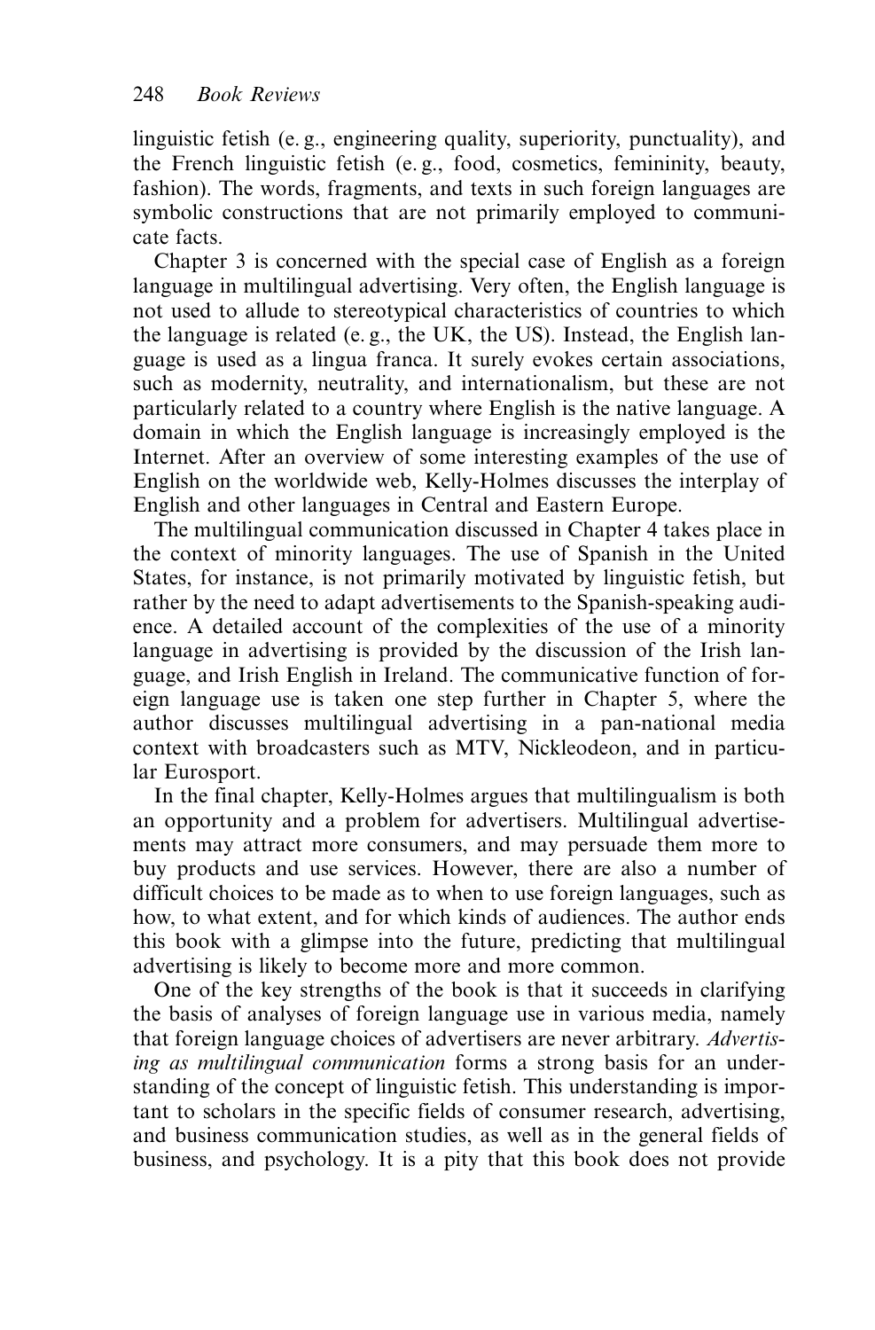linguistic fetish (e. g., engineering quality, superiority, punctuality), and the French linguistic fetish (e. g., food, cosmetics, femininity, beauty, fashion). The words, fragments, and texts in such foreign languages are symbolic constructions that are not primarily employed to communicate facts.

Chapter 3 is concerned with the special case of English as a foreign language in multilingual advertising. Very often, the English language is not used to allude to stereotypical characteristics of countries to which the language is related (e. g., the UK, the US). Instead, the English language is used as a lingua franca. It surely evokes certain associations, such as modernity, neutrality, and internationalism, but these are not particularly related to a country where English is the native language. A domain in which the English language is increasingly employed is the Internet. After an overview of some interesting examples of the use of English on the worldwide web, Kelly-Holmes discusses the interplay of English and other languages in Central and Eastern Europe.

The multilingual communication discussed in Chapter 4 takes place in the context of minority languages. The use of Spanish in the United States, for instance, is not primarily motivated by linguistic fetish, but rather by the need to adapt advertisements to the Spanish-speaking audience. A detailed account of the complexities of the use of a minority language in advertising is provided by the discussion of the Irish language, and Irish English in Ireland. The communicative function of foreign language use is taken one step further in Chapter 5, where the author discusses multilingual advertising in a pan-national media context with broadcasters such as MTV, Nickleodeon, and in particular Eurosport.

In the final chapter, Kelly-Holmes argues that multilingualism is both an opportunity and a problem for advertisers. Multilingual advertisements may attract more consumers, and may persuade them more to buy products and use services. However, there are also a number of difficult choices to be made as to when to use foreign languages, such as how, to what extent, and for which kinds of audiences. The author ends this book with a glimpse into the future, predicting that multilingual advertising is likely to become more and more common.

One of the key strengths of the book is that it succeeds in clarifying the basis of analyses of foreign language use in various media, namely that foreign language choices of advertisers are never arbitrary. *Advertising as multilingual communication* forms a strong basis for an understanding of the concept of linguistic fetish. This understanding is important to scholars in the specific fields of consumer research, advertising, and business communication studies, as well as in the general fields of business, and psychology. It is a pity that this book does not provide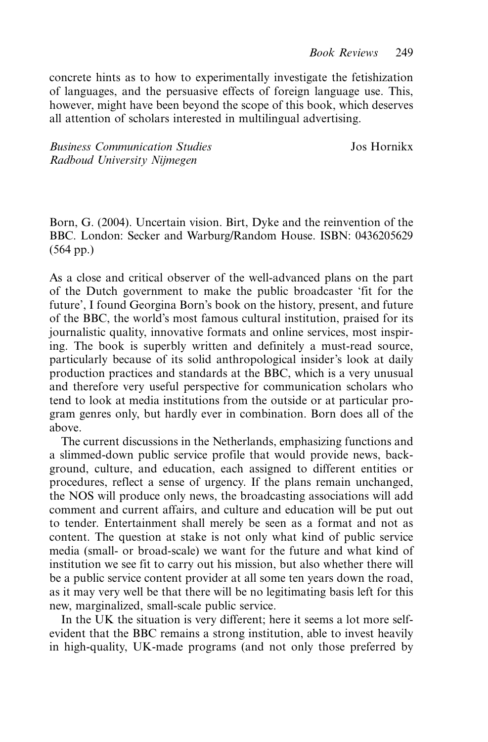concrete hints as to how to experimentally investigate the fetishization of languages, and the persuasive effects of foreign language use. This, however, might have been beyond the scope of this book, which deserves all attention of scholars interested in multilingual advertising.

*Business Communication Studies*
*Radboud University Nijmegen*

Jos Hornikx

Born, G. (2004). Uncertain vision. Birt, Dyke and the reinvention of the BBC. London: Secker and Warburg/Random House. ISBN: 0436205629 (564 pp.)

As a close and critical observer of the well-advanced plans on the part of the Dutch government to make the public broadcaster 'fit for the future', I found Georgina Born's book on the history, present, and future of the BBC, the world's most famous cultural institution, praised for its journalistic quality, innovative formats and online services, most inspiring. The book is superbly written and definitely a must-read source, particularly because of its solid anthropological insider's look at daily production practices and standards at the BBC, which is a very unusual and therefore very useful perspective for communication scholars who tend to look at media institutions from the outside or at particular program genres only, but hardly ever in combination. Born does all of the above.

The current discussions in the Netherlands, emphasizing functions and a slimmed-down public service profile that would provide news, background, culture, and education, each assigned to different entities or procedures, reflect a sense of urgency. If the plans remain unchanged, the NOS will produce only news, the broadcasting associations will add comment and current affairs, and culture and education will be put out to tender. Entertainment shall merely be seen as a format and not as content. The question at stake is not only what kind of public service media (small- or broad-scale) we want for the future and what kind of institution we see fit to carry out his mission, but also whether there will be a public service content provider at all some ten years down the road, as it may very well be that there will be no legitimating basis left for this new, marginalized, small-scale public service.

In the UK the situation is very different; here it seems a lot more self-evident that the BBC remains a strong institution, able to invest heavily in high-quality, UK-made programs (and not only those preferred by